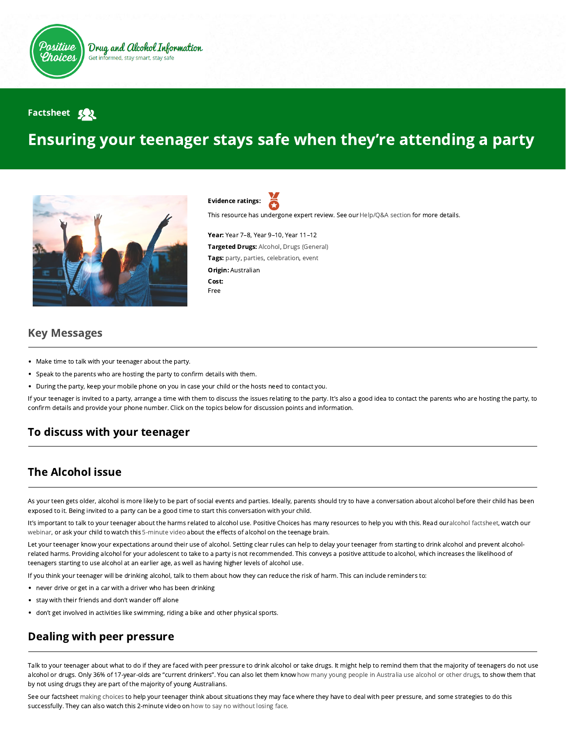Positive Choices

Drug and Alcohol Information

Get informed, stay smart, stay safe

Factsheet

# Ensuring your teenager stays safe when they're attending a party

**Evidence ratings:**

This resource has undergone expert review. See our Help/Q&A section for more details.

**Year:** Year 7–8, Year 9–10, Year 11–12

**Targeted Drugs:** Alcohol, Drugs (General)

**Tags:** party, parties, celebration, event

**Origin:** Australian

**Cost:**
Free

## Key Messages

- Make time to talk with your teenager about the party.
- Speak to the parents who are hosting the party to confirm details with them.
- During the party, keep your mobile phone on you in case your child or the hosts need to contact you.

If your teenager is invited to a party, arrange a time with them to discuss the issues relating to the party. It's also a good idea to contact the parents who are hosting the party, to confirm details and provide your phone number. Click on the topics below for discussion points and information.

## To discuss with your teenager

## The Alcohol issue

As your teen gets older, alcohol is more likely to be part of social events and parties. Ideally, parents should try to have a conversation about alcohol before their child has been exposed to it. Being invited to a party can be a good time to start this conversation with your child.

It's important to talk to your teenager about the harms related to alcohol use. Positive Choices has many resources to help you with this. Read our alcohol factsheet, watch our webinar, or ask your child to watch this 5-minute video about the effects of alcohol on the teenage brain.

Let your teenager know your expectations around their use of alcohol. Setting clear rules can help to delay your teenager from starting to drink alcohol and prevent alcohol-related harms. Providing alcohol for your adolescent to take to a party is not recommended. This conveys a positive attitude to alcohol, which increases the likelihood of teenagers starting to use alcohol at an earlier age, as well as having higher levels of alcohol use.

If you think your teenager will be drinking alcohol, talk to them about how they can reduce the risk of harm. This can include reminders to:

- never drive or get in a car with a driver who has been drinking
- stay with their friends and don't wander off alone
- don't get involved in activities like swimming, riding a bike and other physical sports.

## Dealing with peer pressure

Talk to your teenager about what to do if they are faced with peer pressure to drink alcohol or take drugs. It might help to remind them that the majority of teenagers do not use alcohol or drugs. Only 36% of 17-year-olds are "current drinkers". You can also let them know how many young people in Australia use alcohol or other drugs, to show them that by not using drugs they are part of the majority of young Australians.

See our factsheet making choices to help your teenager think about situations they may face where they have to deal with peer pressure, and some strategies to do this successfully. They can also watch this 2-minute video on how to say no without losing face.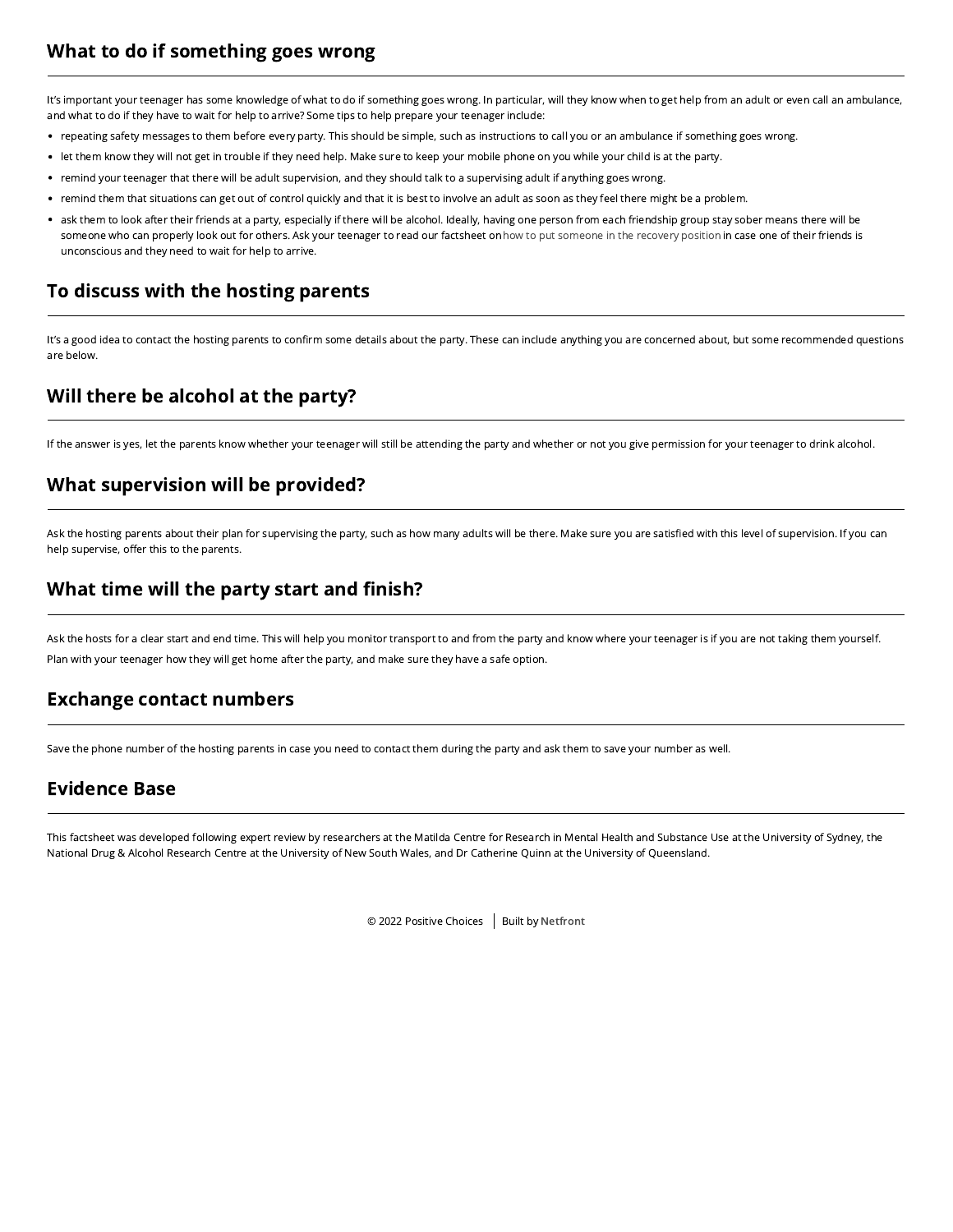## What to do if something goes wrong

It's important your teenager has some knowledge of what to do if something goes wrong. In particular, will they know when to get help from an adult or even call an ambulance, and what to do if they have to wait for help to arrive? Some tips to help prepare your teenager include:

- repeating safety messages to them before every party. This should be simple, such as instructions to call you or an ambulance if something goes wrong.
- let them know they will not get in trouble if they need help. Make sure to keep your mobile phone on you while your child is at the party.
- remind your teenager that there will be adult supervision, and they should talk to a supervising adult if anything goes wrong.
- remind them that situations can get out of control quickly and that it is best to involve an adult as soon as they feel there might be a problem.
- ask them to look after their friends at a party, especially if there will be alcohol. Ideally, having one person from each friendship group stay sober means there will be someone who can properly look out for others. Ask your teenager to read our factsheet on how to put someone in the recovery position in case one of their friends is unconscious and they need to wait for help to arrive.

## To discuss with the hosting parents

It's a good idea to contact the hosting parents to confirm some details about the party. These can include anything you are concerned about, but some recommended questions are below.

## Will there be alcohol at the party?

If the answer is yes, let the parents know whether your teenager will still be attending the party and whether or not you give permission for your teenager to drink alcohol.

## What supervision will be provided?

Ask the hosting parents about their plan for supervising the party, such as how many adults will be there. Make sure you are satisfied with this level of supervision. If you can help supervise, offer this to the parents.

## What time will the party start and finish?

Ask the hosts for a clear start and end time. This will help you monitor transport to and from the party and know where your teenager is if you are not taking them yourself.

Plan with your teenager how they will get home after the party, and make sure they have a safe option.

## Exchange contact numbers

Save the phone number of the hosting parents in case you need to contact them during the party and ask them to save your number as well.

## Evidence Base

This factsheet was developed following expert review by researchers at the Matilda Centre for Research in Mental Health and Substance Use at the University of Sydney, the National Drug & Alcohol Research Centre at the University of New South Wales, and Dr Catherine Quinn at the University of Queensland.

© 2022 Positive Choices | Built by Netfront